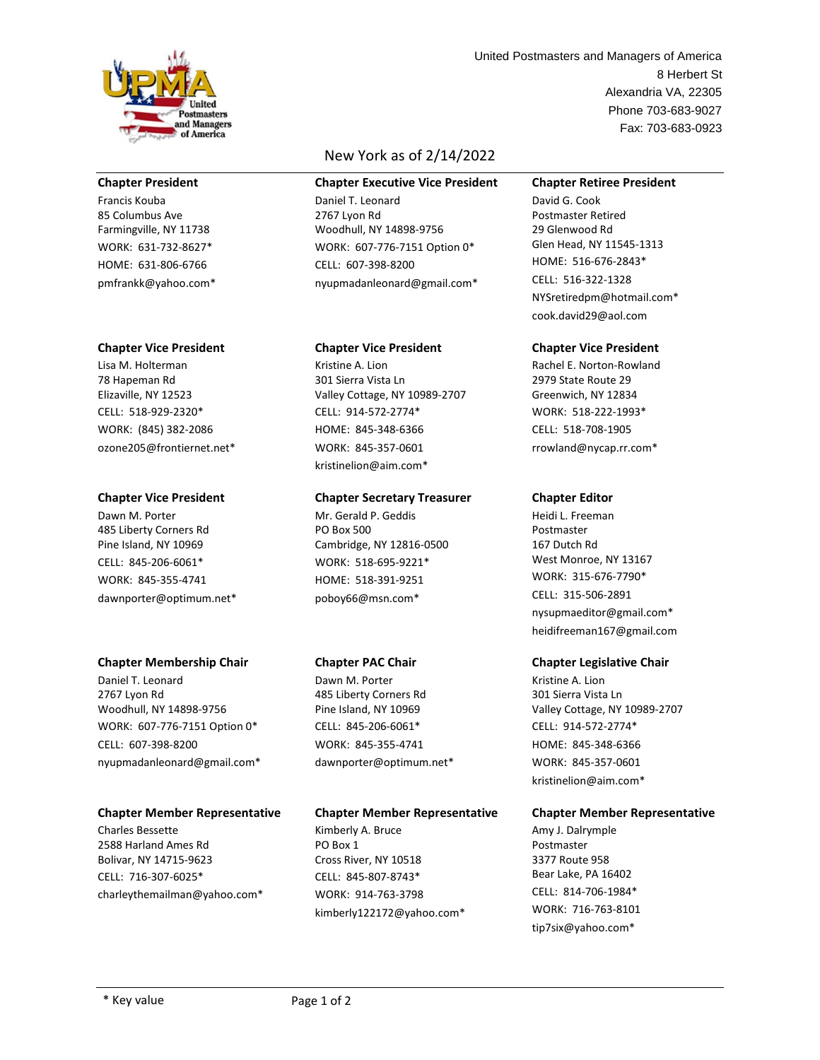United Postmasters and Managers of America
8 Herbert St
Alexandria VA, 22305
Phone 703-683-9027
Fax: 703-683-0923

# New York as of 2/14/2022

**Chapter President**
Francis Kouba
85 Columbus Ave
Farmingville, NY 11738
WORK: 631-732-8627*
HOME: 631-806-6766
pmfrankk@yahoo.com*

**Chapter Executive Vice President**
Daniel T. Leonard
2767 Lyon Rd
Woodhull, NY 14898-9756
WORK: 607-776-7151 Option 0*
CELL: 607-398-8200
nyupmadanleonard@gmail.com*

**Chapter Retiree President**
David G. Cook
Postmaster Retired
29 Glenwood Rd
Glen Head, NY 11545-1313
HOME: 516-676-2843*
CELL: 516-322-1328
NYSretiredpm@hotmail.com*
cook.david29@aol.com

**Chapter Vice President**
Lisa M. Holterman
78 Hapeman Rd
Elizaville, NY 12523
CELL: 518-929-2320*
WORK: (845) 382-2086
ozone205@frontiernet.net*

**Chapter Vice President**
Kristine A. Lion
301 Sierra Vista Ln
Valley Cottage, NY 10989-2707
CELL: 914-572-2774*
HOME: 845-348-6366
WORK: 845-357-0601
kristinelion@aim.com*

**Chapter Vice President**
Rachel E. Norton-Rowland
2979 State Route 29
Greenwich, NY 12834
WORK: 518-222-1993*
CELL: 518-708-1905
rrowland@nycap.rr.com*

**Chapter Vice President**
Dawn M. Porter
485 Liberty Corners Rd
Pine Island, NY 10969
CELL: 845-206-6061*
WORK: 845-355-4741
dawnporter@optimum.net*

**Chapter Secretary Treasurer**
Mr. Gerald P. Geddis
PO Box 500
Cambridge, NY 12816-0500
WORK: 518-695-9221*
HOME: 518-391-9251
poboy66@msn.com*

**Chapter Editor**
Heidi L. Freeman
Postmaster
167 Dutch Rd
West Monroe, NY 13167
WORK: 315-676-7790*
CELL: 315-506-2891
nysupmaeditor@gmail.com*
heidifreeman167@gmail.com

**Chapter Membership Chair**
Daniel T. Leonard
2767 Lyon Rd
Woodhull, NY 14898-9756
WORK: 607-776-7151 Option 0*
CELL: 607-398-8200
nyupmadanleonard@gmail.com*

**Chapter PAC Chair**
Dawn M. Porter
485 Liberty Corners Rd
Pine Island, NY 10969
CELL: 845-206-6061*
WORK: 845-355-4741
dawnporter@optimum.net*

**Chapter Legislative Chair**
Kristine A. Lion
301 Sierra Vista Ln
Valley Cottage, NY 10989-2707
CELL: 914-572-2774*
HOME: 845-348-6366
WORK: 845-357-0601
kristinelion@aim.com*

**Chapter Member Representative**
Charles Bessette
2588 Harland Ames Rd
Bolivar, NY 14715-9623
CELL: 716-307-6025*
charleythemailman@yahoo.com*

**Chapter Member Representative**
Kimberly A. Bruce
PO Box 1
Cross River, NY 10518
CELL: 845-807-8743*
WORK: 914-763-3798
kimberly122172@yahoo.com*

**Chapter Member Representative**
Amy J. Dalrymple
Postmaster
3377 Route 958
Bear Lake, PA 16402
CELL: 814-706-1984*
WORK: 716-763-8101
tip7six@yahoo.com*

* Key value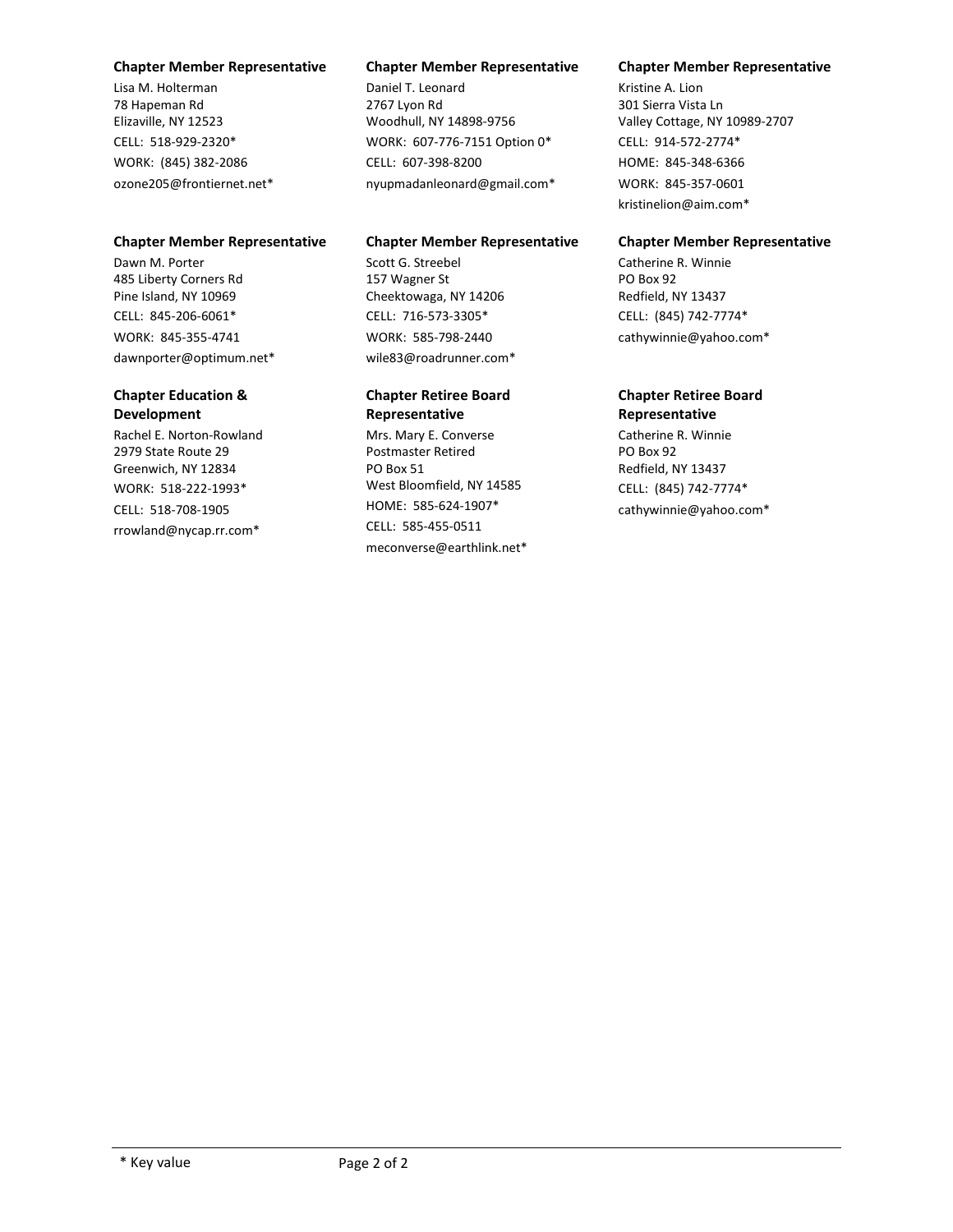**Chapter Member Representative**

Lisa M. Holterman
78 Hapeman Rd
Elizaville, NY 12523
CELL: 518-929-2320*
WORK: (845) 382-2086
ozone205@frontiernet.net*

**Chapter Member Representative**

Daniel T. Leonard
2767 Lyon Rd
Woodhull, NY 14898-9756
WORK: 607-776-7151 Option 0*
CELL: 607-398-8200
nyupmadanleonard@gmail.com*

**Chapter Member Representative**

Kristine A. Lion
301 Sierra Vista Ln
Valley Cottage, NY 10989-2707
CELL: 914-572-2774*
HOME: 845-348-6366
WORK: 845-357-0601
kristinelion@aim.com*

**Chapter Member Representative**

Dawn M. Porter
485 Liberty Corners Rd
Pine Island, NY 10969
CELL: 845-206-6061*
WORK: 845-355-4741
dawnporter@optimum.net*

**Chapter Member Representative**

Scott G. Streebel
157 Wagner St
Cheektowaga, NY 14206
CELL: 716-573-3305*
WORK: 585-798-2440
wile83@roadrunner.com*

**Chapter Member Representative**

Catherine R. Winnie
PO Box 92
Redfield, NY 13437
CELL: (845) 742-7774*
cathywinnie@yahoo.com*

**Chapter Education & Development**

Rachel E. Norton-Rowland
2979 State Route 29
Greenwich, NY 12834
WORK: 518-222-1993*
CELL: 518-708-1905
rrowland@nycap.rr.com*

**Chapter Retiree Board Representative**

Mrs. Mary E. Converse
Postmaster Retired
PO Box 51
West Bloomfield, NY 14585
HOME: 585-624-1907*
CELL: 585-455-0511
meconverse@earthlink.net*

**Chapter Retiree Board Representative**

Catherine R. Winnie
PO Box 92
Redfield, NY 13437
CELL: (845) 742-7774*
cathywinnie@yahoo.com*

* Key value